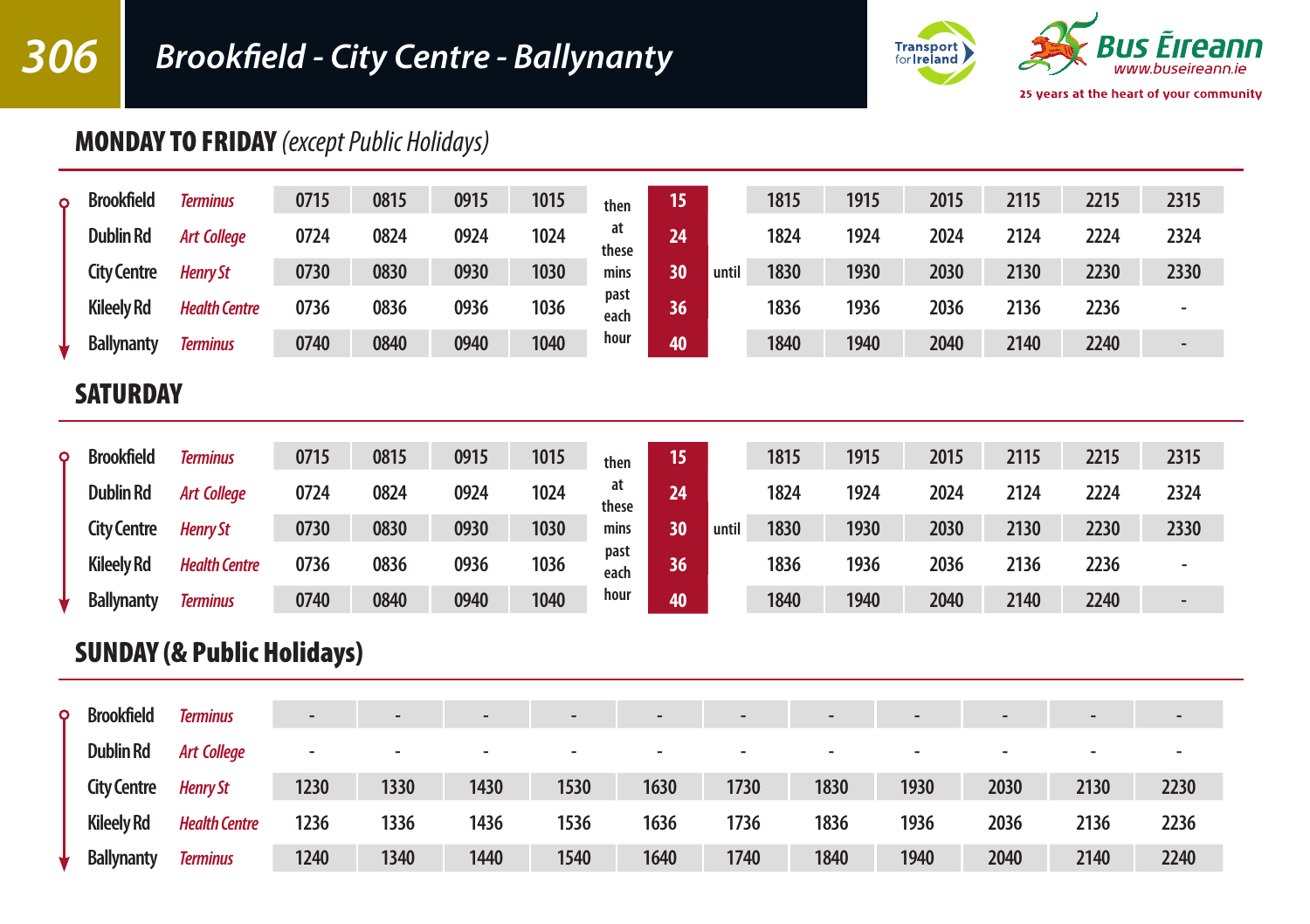# 306 Brookfield - City Centre - Ballynanty

Transport for Ireland

Bus Éireann www.buseireann.ie

25 years at the heart of your community

## MONDAY TO FRIDAY *(except Public Holidays)*

| Stop | | | | | | | | | | | | | | | |
|---|---|---|---|---|---|---|---|---|---|---|---|---|---|---|---|
| Brookfield | *Terminus* | 0715 | 0815 | 0915 | 1015 | then at these mins past each hour | 15 | until | 1815 | 1915 | 2015 | 2115 | 2215 | 2315 |
| Dublin Rd | *Art College* | 0724 | 0824 | 0924 | 1024 | | 24 | | 1824 | 1924 | 2024 | 2124 | 2224 | 2324 |
| City Centre | *Henry St* | 0730 | 0830 | 0930 | 1030 | | 30 | | 1830 | 1930 | 2030 | 2130 | 2230 | 2330 |
| Kileely Rd | *Health Centre* | 0736 | 0836 | 0936 | 1036 | | 36 | | 1836 | 1936 | 2036 | 2136 | 2236 | - |
| Ballynanty | *Terminus* | 0740 | 0840 | 0940 | 1040 | | 40 | | 1840 | 1940 | 2040 | 2140 | 2240 | - |

## SATURDAY

| Stop | | | | | | | | | | | | | | | |
|---|---|---|---|---|---|---|---|---|---|---|---|---|---|---|---|
| Brookfield | *Terminus* | 0715 | 0815 | 0915 | 1015 | then at these mins past each hour | 15 | until | 1815 | 1915 | 2015 | 2115 | 2215 | 2315 |
| Dublin Rd | *Art College* | 0724 | 0824 | 0924 | 1024 | | 24 | | 1824 | 1924 | 2024 | 2124 | 2224 | 2324 |
| City Centre | *Henry St* | 0730 | 0830 | 0930 | 1030 | | 30 | | 1830 | 1930 | 2030 | 2130 | 2230 | 2330 |
| Kileely Rd | *Health Centre* | 0736 | 0836 | 0936 | 1036 | | 36 | | 1836 | 1936 | 2036 | 2136 | 2236 | - |
| Ballynanty | *Terminus* | 0740 | 0840 | 0940 | 1040 | | 40 | | 1840 | 1940 | 2040 | 2140 | 2240 | - |

## SUNDAY (& Public Holidays)

| Stop | | | | | | | | | | | | |
|---|---|---|---|---|---|---|---|---|---|---|---|---|
| Brookfield | *Terminus* | - | - | - | - | - | - | - | - | - | - | - |
| Dublin Rd | *Art College* | - | - | - | - | - | - | - | - | - | - | - |
| City Centre | *Henry St* | 1230 | 1330 | 1430 | 1530 | 1630 | 1730 | 1830 | 1930 | 2030 | 2130 | 2230 |
| Kileely Rd | *Health Centre* | 1236 | 1336 | 1436 | 1536 | 1636 | 1736 | 1836 | 1936 | 2036 | 2136 | 2236 |
| Ballynanty | *Terminus* | 1240 | 1340 | 1440 | 1540 | 1640 | 1740 | 1840 | 1940 | 2040 | 2140 | 2240 |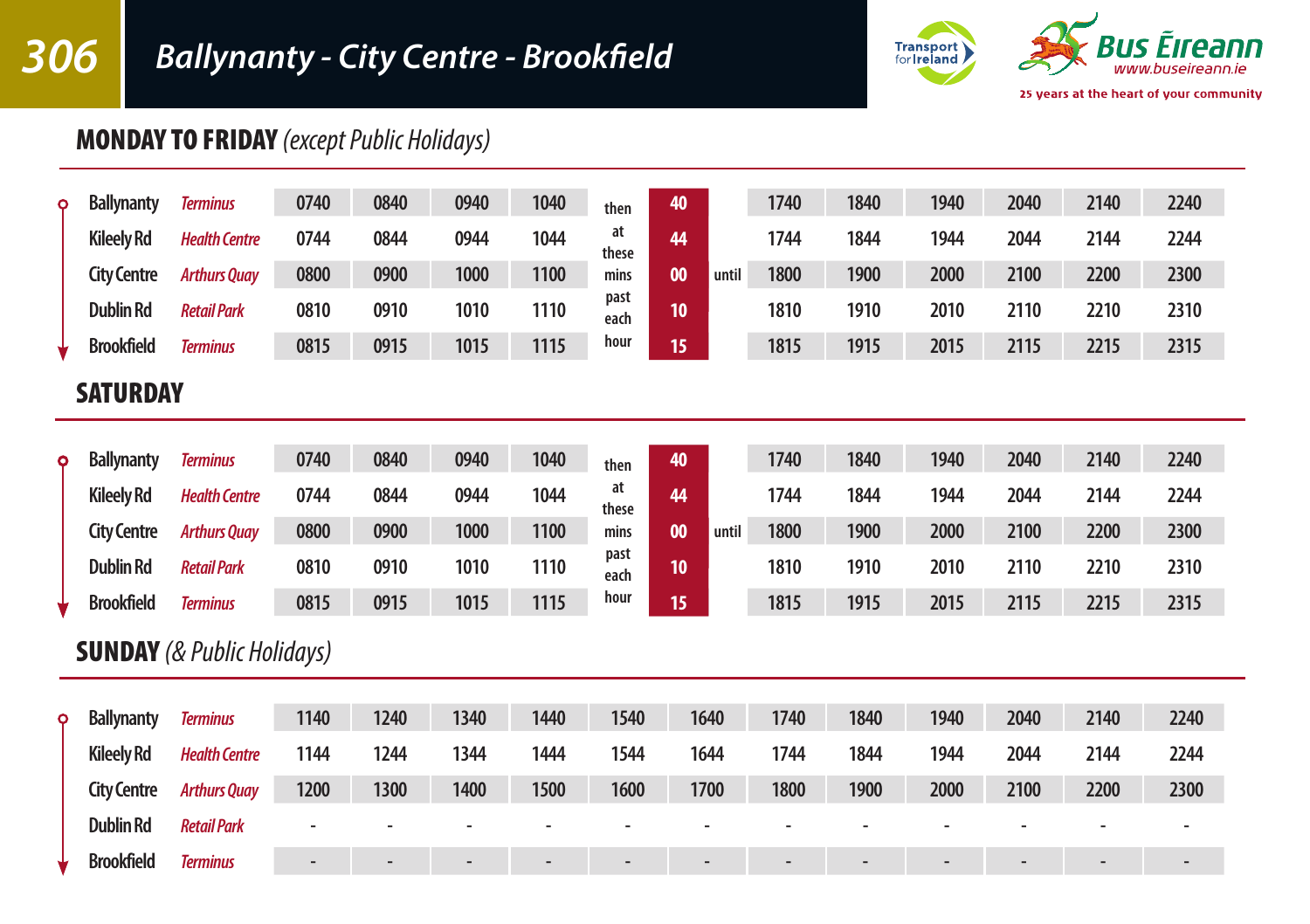# 306 Ballynanty - City Centre - Brookfield

Transport for Ireland

Bus Éireann www.buseireann.ie

25 years at the heart of your community

## MONDAY TO FRIDAY *(except Public Holidays)*

| | | | | | | | | | | | | | | | |
|---|---|---|---|---|---|---|---|---|---|---|---|---|---|---|---|
| Ballynanty | *Terminus* | 0740 | 0840 | 0940 | 1040 | then at these mins past each hour | 40 | until | 1740 | 1840 | 1940 | 2040 | 2140 | 2240 |
| Kileely Rd | *Health Centre* | 0744 | 0844 | 0944 | 1044 | | 44 | | 1744 | 1844 | 1944 | 2044 | 2144 | 2244 |
| City Centre | *Arthurs Quay* | 0800 | 0900 | 1000 | 1100 | | 00 | | 1800 | 1900 | 2000 | 2100 | 2200 | 2300 |
| Dublin Rd | *Retail Park* | 0810 | 0910 | 1010 | 1110 | | 10 | | 1810 | 1910 | 2010 | 2110 | 2210 | 2310 |
| Brookfield | *Terminus* | 0815 | 0915 | 1015 | 1115 | | 15 | | 1815 | 1915 | 2015 | 2115 | 2215 | 2315 |

## SATURDAY

| | | | | | | | | | | | | | | |
|---|---|---|---|---|---|---|---|---|---|---|---|---|---|---|
| Ballynanty | *Terminus* | 0740 | 0840 | 0940 | 1040 | then at these mins past each hour | 40 | until | 1740 | 1840 | 1940 | 2040 | 2140 | 2240 |
| Kileely Rd | *Health Centre* | 0744 | 0844 | 0944 | 1044 | | 44 | | 1744 | 1844 | 1944 | 2044 | 2144 | 2244 |
| City Centre | *Arthurs Quay* | 0800 | 0900 | 1000 | 1100 | | 00 | | 1800 | 1900 | 2000 | 2100 | 2200 | 2300 |
| Dublin Rd | *Retail Park* | 0810 | 0910 | 1010 | 1110 | | 10 | | 1810 | 1910 | 2010 | 2110 | 2210 | 2310 |
| Brookfield | *Terminus* | 0815 | 0915 | 1015 | 1115 | | 15 | | 1815 | 1915 | 2015 | 2115 | 2215 | 2315 |

## SUNDAY *(& Public Holidays)*

| | | | | | | | | | | | | | |
|---|---|---|---|---|---|---|---|---|---|---|---|---|---|
| Ballynanty | *Terminus* | 1140 | 1240 | 1340 | 1440 | 1540 | 1640 | 1740 | 1840 | 1940 | 2040 | 2140 | 2240 |
| Kileely Rd | *Health Centre* | 1144 | 1244 | 1344 | 1444 | 1544 | 1644 | 1744 | 1844 | 1944 | 2044 | 2144 | 2244 |
| City Centre | *Arthurs Quay* | 1200 | 1300 | 1400 | 1500 | 1600 | 1700 | 1800 | 1900 | 2000 | 2100 | 2200 | 2300 |
| Dublin Rd | *Retail Park* | - | - | - | - | - | - | - | - | - | - | - | - |
| Brookfield | *Terminus* | - | - | - | - | - | - | - | - | - | - | - | - |